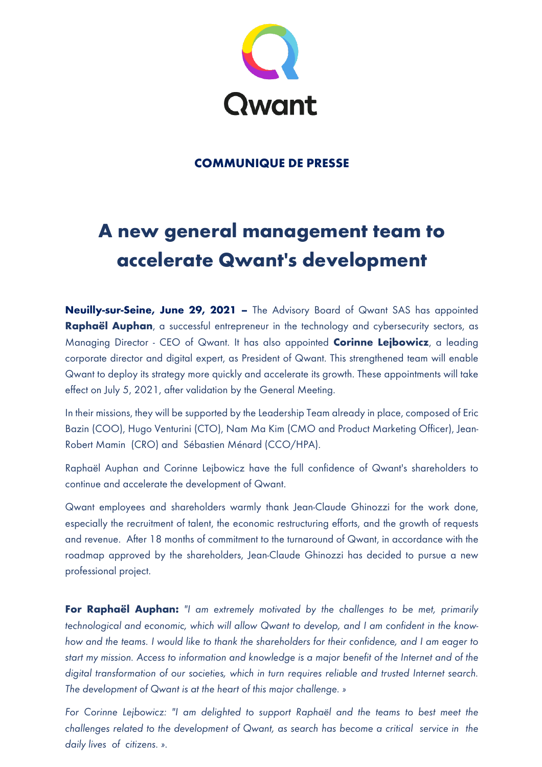Qwant

**COMMUNIQUE DE PRESSE**

# A new general management team to accelerate Qwant's development

**Neuilly-sur-Seine, June 29, 2021 –** The Advisory Board of Qwant SAS has appointed **Raphaël Auphan**, a successful entrepreneur in the technology and cybersecurity sectors, as Managing Director - CEO of Qwant. It has also appointed **Corinne Lejbowicz**, a leading corporate director and digital expert, as President of Qwant. This strengthened team will enable Qwant to deploy its strategy more quickly and accelerate its growth. These appointments will take effect on July 5, 2021, after validation by the General Meeting.

In their missions, they will be supported by the Leadership Team already in place, composed of Eric Bazin (COO), Hugo Venturini (CTO), Nam Ma Kim (CMO and Product Marketing Officer), Jean-Robert Mamin (CRO) and Sébastien Ménard (CCO/HPA).

Raphaël Auphan and Corinne Lejbowicz have the full confidence of Qwant's shareholders to continue and accelerate the development of Qwant.

Qwant employees and shareholders warmly thank Jean-Claude Ghinozzi for the work done, especially the recruitment of talent, the economic restructuring efforts, and the growth of requests and revenue. After 18 months of commitment to the turnaround of Qwant, in accordance with the roadmap approved by the shareholders, Jean-Claude Ghinozzi has decided to pursue a new professional project.

**For Raphaël Auphan:** *"I am extremely motivated by the challenges to be met, primarily technological and economic, which will allow Qwant to develop, and I am confident in the know-how and the teams. I would like to thank the shareholders for their confidence, and I am eager to start my mission. Access to information and knowledge is a major benefit of the Internet and of the digital transformation of our societies, which in turn requires reliable and trusted Internet search. The development of Qwant is at the heart of this major challenge. »*

*For Corinne Lejbowicz: "I am delighted to support Raphaël and the teams to best meet the challenges related to the development of Qwant, as search has become a critical service in the daily lives of citizens. ».*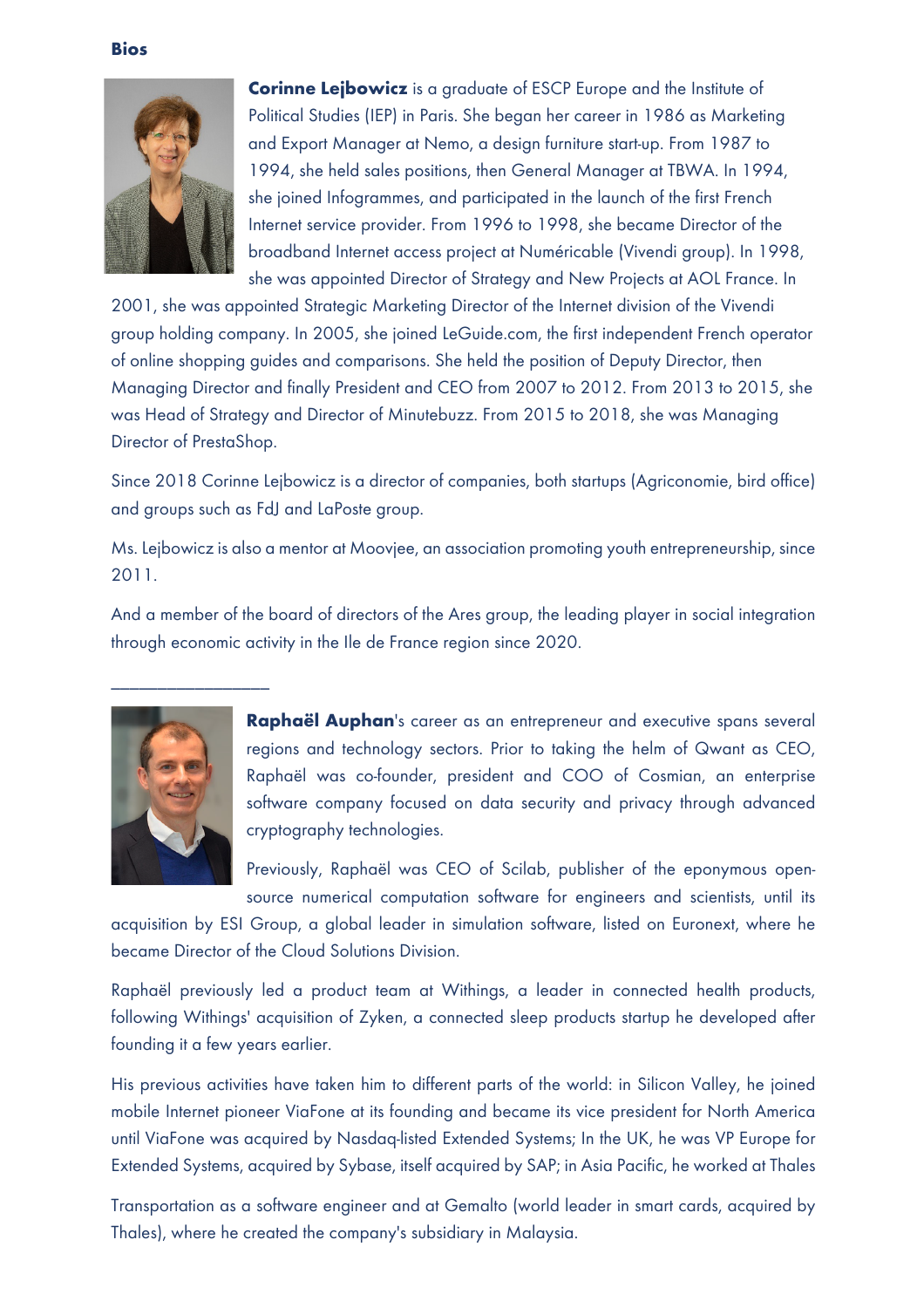**Bios**

**Corinne Lejbowicz** is a graduate of ESCP Europe and the Institute of Political Studies (IEP) in Paris. She began her career in 1986 as Marketing and Export Manager at Nemo, a design furniture start-up. From 1987 to 1994, she held sales positions, then General Manager at TBWA. In 1994, she joined Infogrammes, and participated in the launch of the first French Internet service provider. From 1996 to 1998, she became Director of the broadband Internet access project at Numéricable (Vivendi group). In 1998, she was appointed Director of Strategy and New Projects at AOL France. In 2001, she was appointed Strategic Marketing Director of the Internet division of the Vivendi group holding company. In 2005, she joined LeGuide.com, the first independent French operator of online shopping guides and comparisons. She held the position of Deputy Director, then Managing Director and finally President and CEO from 2007 to 2012. From 2013 to 2015, she was Head of Strategy and Director of Minutebuzz. From 2015 to 2018, she was Managing Director of PrestaShop.

Since 2018 Corinne Lejbowicz is a director of companies, both startups (Agriconomie, bird office) and groups such as FdJ and LaPoste group.

Ms. Lejbowicz is also a mentor at Moovjee, an association promoting youth entrepreneurship, since 2011.

And a member of the board of directors of the Ares group, the leading player in social integration through economic activity in the Ile de France region since 2020.

---

**Raphaël Auphan**'s career as an entrepreneur and executive spans several regions and technology sectors. Prior to taking the helm of Qwant as CEO, Raphaël was co-founder, president and COO of Cosmian, an enterprise software company focused on data security and privacy through advanced cryptography technologies.

Previously, Raphaël was CEO of Scilab, publisher of the eponymous open-source numerical computation software for engineers and scientists, until its acquisition by ESI Group, a global leader in simulation software, listed on Euronext, where he became Director of the Cloud Solutions Division.

Raphaël previously led a product team at Withings, a leader in connected health products, following Withings' acquisition of Zyken, a connected sleep products startup he developed after founding it a few years earlier.

His previous activities have taken him to different parts of the world: in Silicon Valley, he joined mobile Internet pioneer ViaFone at its founding and became its vice president for North America until ViaFone was acquired by Nasdaq-listed Extended Systems; In the UK, he was VP Europe for Extended Systems, acquired by Sybase, itself acquired by SAP; in Asia Pacific, he worked at Thales Transportation as a software engineer and at Gemalto (world leader in smart cards, acquired by Thales), where he created the company's subsidiary in Malaysia.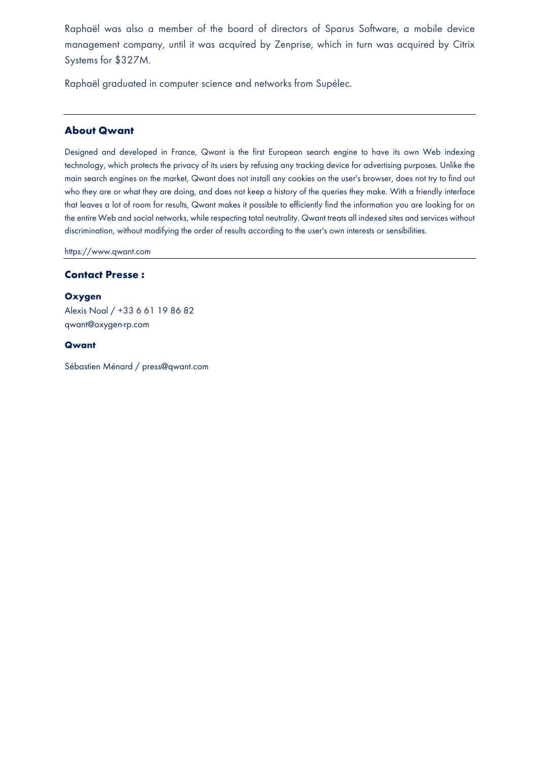Raphaël was also a member of the board of directors of Sparus Software, a mobile device management company, until it was acquired by Zenprise, which in turn was acquired by Citrix Systems for $327M.

Raphaël graduated in computer science and networks from Supélec.

---

## About Qwant

Designed and developed in France, Qwant is the first European search engine to have its own Web indexing technology, which protects the privacy of its users by refusing any tracking device for advertising purposes. Unlike the main search engines on the market, Qwant does not install any cookies on the user's browser, does not try to find out who they are or what they are doing, and does not keep a history of the queries they make. With a friendly interface that leaves a lot of room for results, Qwant makes it possible to efficiently find the information you are looking for on the entire Web and social networks, while respecting total neutrality. Qwant treats all indexed sites and services without discrimination, without modifying the order of results according to the user's own interests or sensibilities.

https://www.qwant.com

---

## Contact Presse :

**Oxygen**
Alexis Noal / +33 6 61 19 86 82
qwant@oxygen-rp.com

**Qwant**

Sébastien Ménard / press@qwant.com